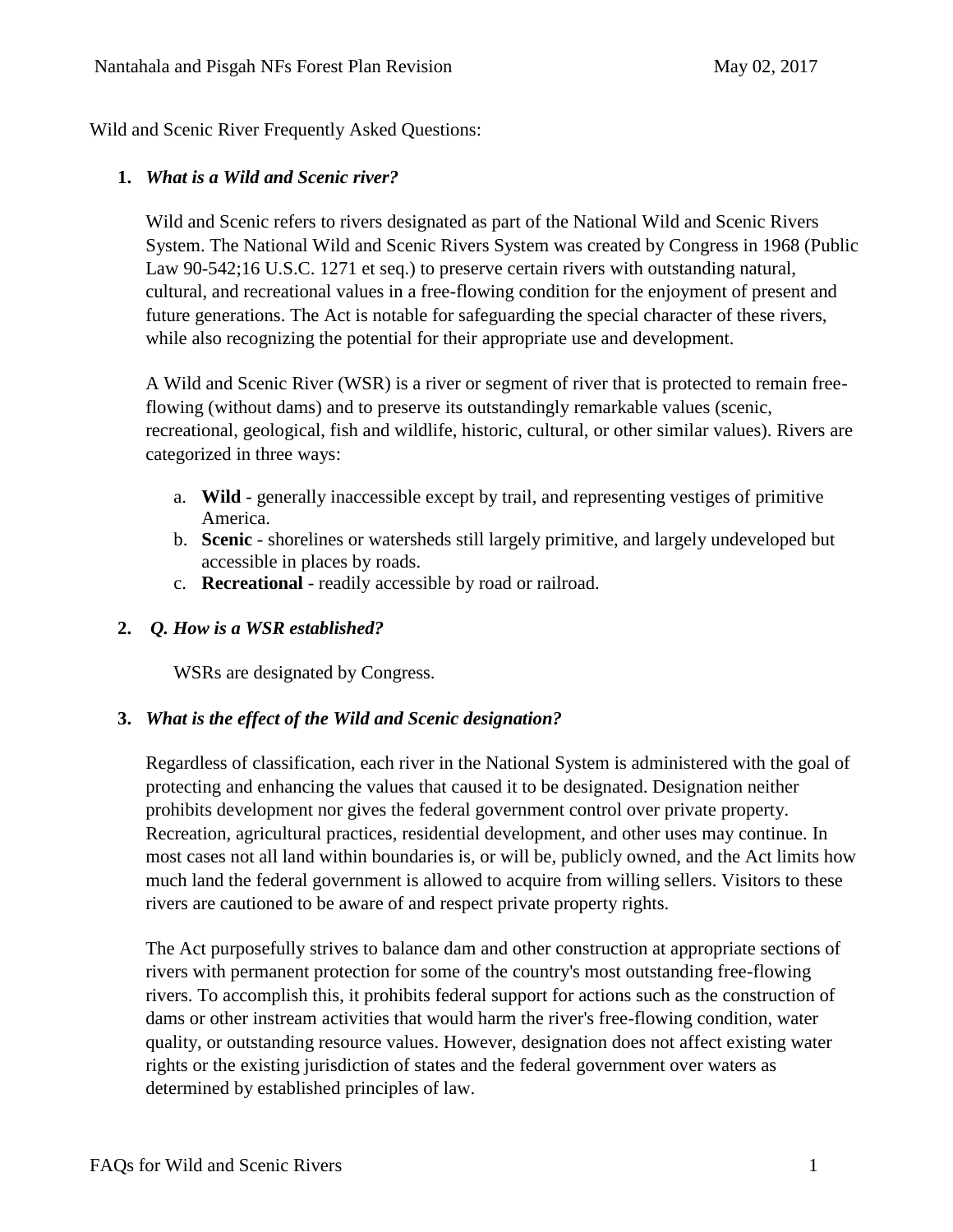Wild and Scenic River Frequently Asked Questions:

1. ***What is a Wild and Scenic river?***

   Wild and Scenic refers to rivers designated as part of the National Wild and Scenic Rivers System. The National Wild and Scenic Rivers System was created by Congress in 1968 (Public Law 90-542;16 U.S.C. 1271 et seq.) to preserve certain rivers with outstanding natural, cultural, and recreational values in a free-flowing condition for the enjoyment of present and future generations. The Act is notable for safeguarding the special character of these rivers, while also recognizing the potential for their appropriate use and development.

   A Wild and Scenic River (WSR) is a river or segment of river that is protected to remain free-flowing (without dams) and to preserve its outstandingly remarkable values (scenic, recreational, geological, fish and wildlife, historic, cultural, or other similar values). Rivers are categorized in three ways:

   a. **Wild** - generally inaccessible except by trail, and representing vestiges of primitive America.
   b. **Scenic** - shorelines or watersheds still largely primitive, and largely undeveloped but accessible in places by roads.
   c. **Recreational** - readily accessible by road or railroad.

2. ***Q. How is a WSR established?***

   WSRs are designated by Congress.

3. ***What is the effect of the Wild and Scenic designation?***

   Regardless of classification, each river in the National System is administered with the goal of protecting and enhancing the values that caused it to be designated. Designation neither prohibits development nor gives the federal government control over private property. Recreation, agricultural practices, residential development, and other uses may continue. In most cases not all land within boundaries is, or will be, publicly owned, and the Act limits how much land the federal government is allowed to acquire from willing sellers. Visitors to these rivers are cautioned to be aware of and respect private property rights.

   The Act purposefully strives to balance dam and other construction at appropriate sections of rivers with permanent protection for some of the country's most outstanding free-flowing rivers. To accomplish this, it prohibits federal support for actions such as the construction of dams or other instream activities that would harm the river's free-flowing condition, water quality, or outstanding resource values. However, designation does not affect existing water rights or the existing jurisdiction of states and the federal government over waters as determined by established principles of law.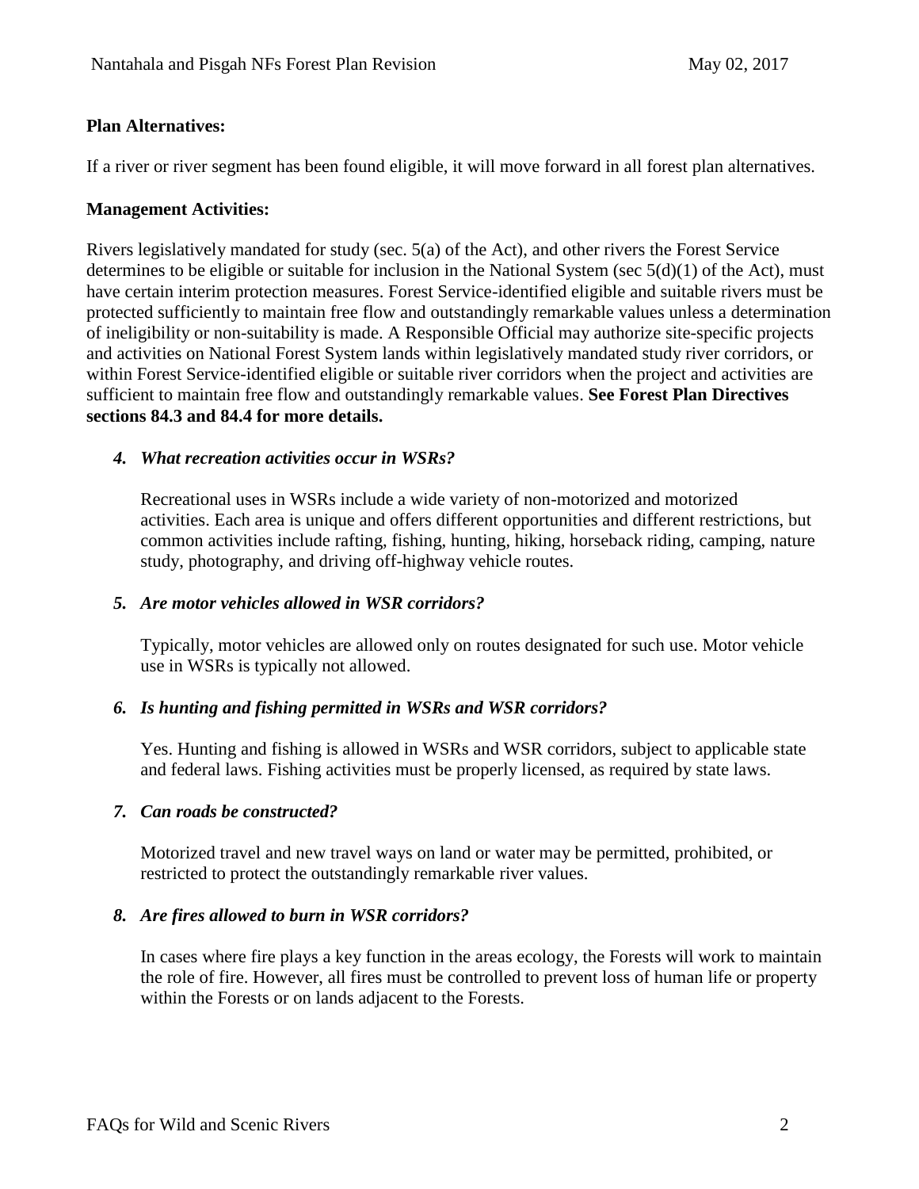**Plan Alternatives:**

If a river or river segment has been found eligible, it will move forward in all forest plan alternatives.

**Management Activities:**

Rivers legislatively mandated for study (sec. 5(a) of the Act), and other rivers the Forest Service determines to be eligible or suitable for inclusion in the National System (sec 5(d)(1) of the Act), must have certain interim protection measures. Forest Service-identified eligible and suitable rivers must be protected sufficiently to maintain free flow and outstandingly remarkable values unless a determination of ineligibility or non-suitability is made. A Responsible Official may authorize site-specific projects and activities on National Forest System lands within legislatively mandated study river corridors, or within Forest Service-identified eligible or suitable river corridors when the project and activities are sufficient to maintain free flow and outstandingly remarkable values. **See Forest Plan Directives sections 84.3 and 84.4 for more details.**

4. ***What recreation activities occur in WSRs?***

   Recreational uses in WSRs include a wide variety of non-motorized and motorized activities. Each area is unique and offers different opportunities and different restrictions, but common activities include rafting, fishing, hunting, hiking, horseback riding, camping, nature study, photography, and driving off-highway vehicle routes.

5. ***Are motor vehicles allowed in WSR corridors?***

   Typically, motor vehicles are allowed only on routes designated for such use. Motor vehicle use in WSRs is typically not allowed.

6. ***Is hunting and fishing permitted in WSRs and WSR corridors?***

   Yes. Hunting and fishing is allowed in WSRs and WSR corridors, subject to applicable state and federal laws. Fishing activities must be properly licensed, as required by state laws.

7. ***Can roads be constructed?***

   Motorized travel and new travel ways on land or water may be permitted, prohibited, or restricted to protect the outstandingly remarkable river values.

8. ***Are fires allowed to burn in WSR corridors?***

   In cases where fire plays a key function in the areas ecology, the Forests will work to maintain the role of fire. However, all fires must be controlled to prevent loss of human life or property within the Forests or on lands adjacent to the Forests.